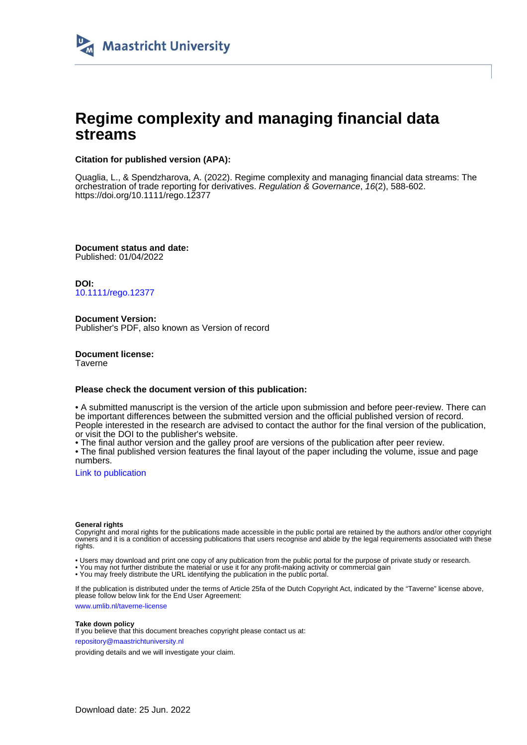Maastricht University

# Regime complexity and managing financial data streams

**Citation for published version (APA):**

Quaglia, L., & Spendzharova, A. (2022). Regime complexity and managing financial data streams: The orchestration of trade reporting for derivatives. *Regulation & Governance*, *16*(2), 588-602. https://doi.org/10.1111/rego.12377

**Document status and date:**
Published: 01/04/2022

**DOI:**
10.1111/rego.12377

**Document Version:**
Publisher's PDF, also known as Version of record

**Document license:**
Taverne

**Please check the document version of this publication:**

• A submitted manuscript is the version of the article upon submission and before peer-review. There can be important differences between the submitted version and the official published version of record. People interested in the research are advised to contact the author for the final version of the publication, or visit the DOI to the publisher's website.
• The final author version and the galley proof are versions of the publication after peer review.
• The final published version features the final layout of the paper including the volume, issue and page numbers.

Link to publication

**General rights**
Copyright and moral rights for the publications made accessible in the public portal are retained by the authors and/or other copyright owners and it is a condition of accessing publications that users recognise and abide by the legal requirements associated with these rights.

• Users may download and print one copy of any publication from the public portal for the purpose of private study or research.
• You may not further distribute the material or use it for any profit-making activity or commercial gain
• You may freely distribute the URL identifying the publication in the public portal.

If the publication is distributed under the terms of Article 25fa of the Dutch Copyright Act, indicated by the "Taverne" license above, please follow below link for the End User Agreement:

www.umlib.nl/taverne-license

**Take down policy**
If you believe that this document breaches copyright please contact us at:

repository@maastrichtuniversity.nl

providing details and we will investigate your claim.

Download date: 25 Jun. 2022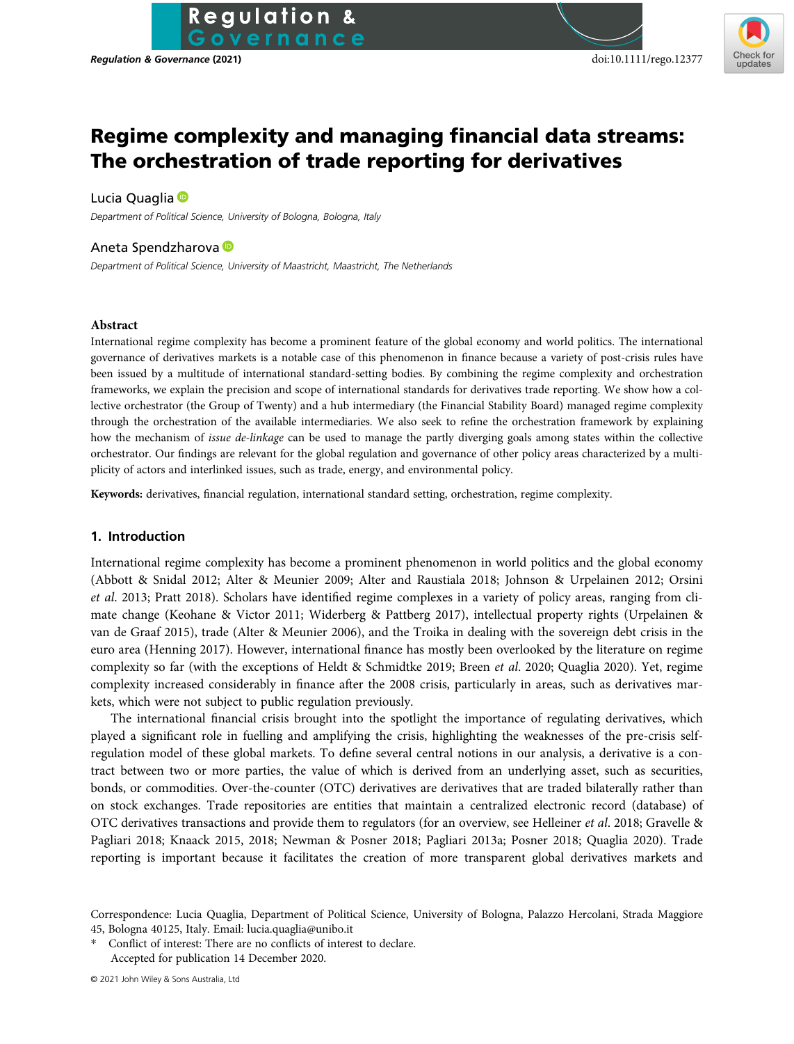# Regime complexity and managing financial data streams: The orchestration of trade reporting for derivatives

Lucia Quaglia

*Department of Political Science, University of Bologna, Bologna, Italy*

Aneta Spendzharova

*Department of Political Science, University of Maastricht, Maastricht, The Netherlands*

## Abstract

International regime complexity has become a prominent feature of the global economy and world politics. The international governance of derivatives markets is a notable case of this phenomenon in finance because a variety of post-crisis rules have been issued by a multitude of international standard-setting bodies. By combining the regime complexity and orchestration frameworks, we explain the precision and scope of international standards for derivatives trade reporting. We show how a collective orchestrator (the Group of Twenty) and a hub intermediary (the Financial Stability Board) managed regime complexity through the orchestration of the available intermediaries. We also seek to refine the orchestration framework by explaining how the mechanism of *issue de-linkage* can be used to manage the partly diverging goals among states within the collective orchestrator. Our findings are relevant for the global regulation and governance of other policy areas characterized by a multiplicity of actors and interlinked issues, such as trade, energy, and environmental policy.

**Keywords:** derivatives, financial regulation, international standard setting, orchestration, regime complexity.

## 1. Introduction

International regime complexity has become a prominent phenomenon in world politics and the global economy (Abbott & Snidal 2012; Alter & Meunier 2009; Alter and Raustiala 2018; Johnson & Urpelainen 2012; Orsini *et al*. 2013; Pratt 2018). Scholars have identified regime complexes in a variety of policy areas, ranging from climate change (Keohane & Victor 2011; Widerberg & Pattberg 2017), intellectual property rights (Urpelainen & van de Graaf 2015), trade (Alter & Meunier 2006), and the Troika in dealing with the sovereign debt crisis in the euro area (Henning 2017). However, international finance has mostly been overlooked by the literature on regime complexity so far (with the exceptions of Heldt & Schmidtke 2019; Breen *et al*. 2020; Quaglia 2020). Yet, regime complexity increased considerably in finance after the 2008 crisis, particularly in areas, such as derivatives markets, which were not subject to public regulation previously.

The international financial crisis brought into the spotlight the importance of regulating derivatives, which played a significant role in fuelling and amplifying the crisis, highlighting the weaknesses of the pre-crisis self-regulation model of these global markets. To define several central notions in our analysis, a derivative is a contract between two or more parties, the value of which is derived from an underlying asset, such as securities, bonds, or commodities. Over-the-counter (OTC) derivatives are derivatives that are traded bilaterally rather than on stock exchanges. Trade repositories are entities that maintain a centralized electronic record (database) of OTC derivatives transactions and provide them to regulators (for an overview, see Helleiner *et al*. 2018; Gravelle & Pagliari 2018; Knaack 2015, 2018; Newman & Posner 2018; Pagliari 2013a; Posner 2018; Quaglia 2020). Trade reporting is important because it facilitates the creation of more transparent global derivatives markets and

Correspondence: Lucia Quaglia, Department of Political Science, University of Bologna, Palazzo Hercolani, Strada Maggiore 45, Bologna 40125, Italy. Email: lucia.quaglia@unibo.it

\* Conflict of interest: There are no conflicts of interest to declare.

Accepted for publication 14 December 2020.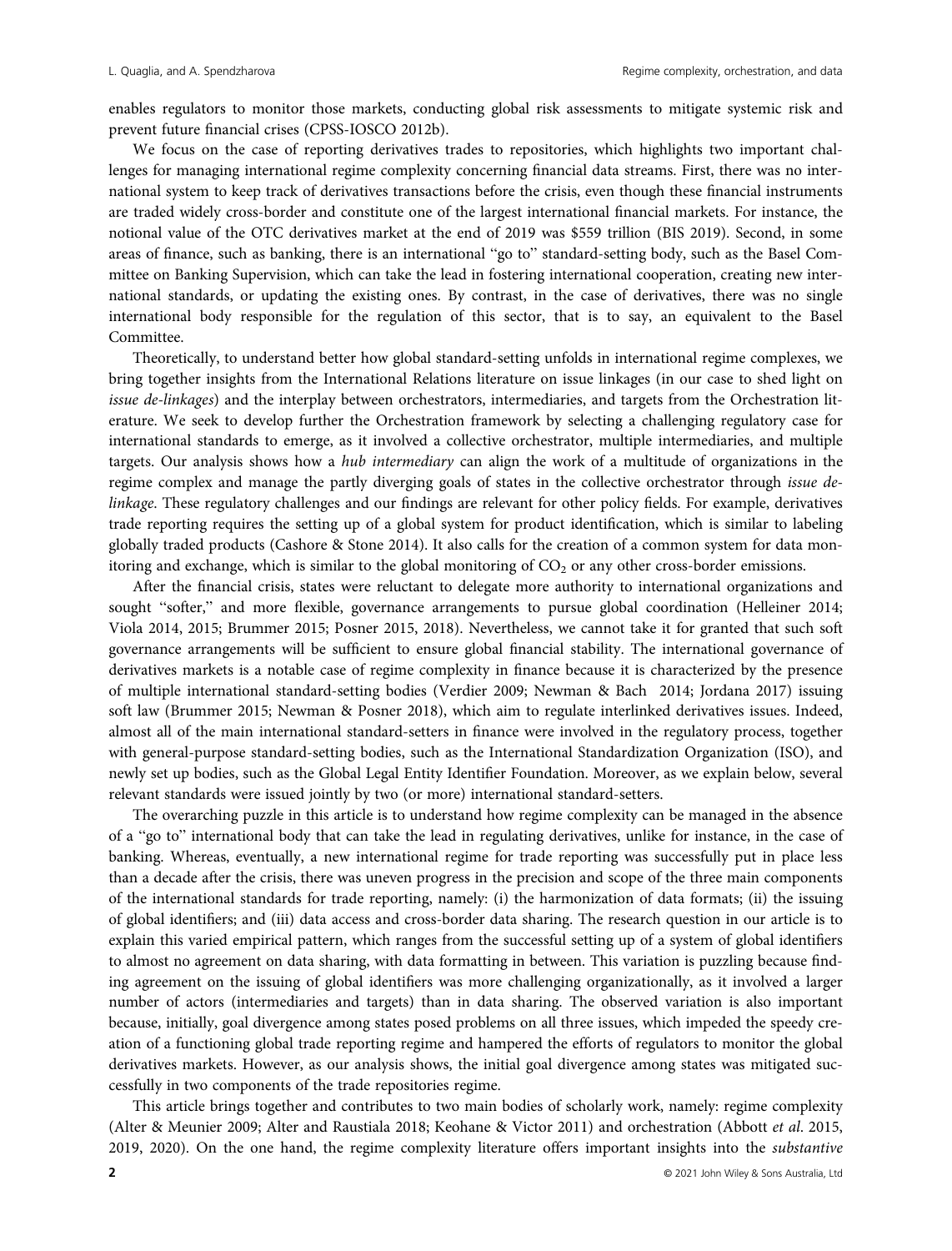enables regulators to monitor those markets, conducting global risk assessments to mitigate systemic risk and prevent future financial crises (CPSS-IOSCO 2012b).

We focus on the case of reporting derivatives trades to repositories, which highlights two important challenges for managing international regime complexity concerning financial data streams. First, there was no international system to keep track of derivatives transactions before the crisis, even though these financial instruments are traded widely cross-border and constitute one of the largest international financial markets. For instance, the notional value of the OTC derivatives market at the end of 2019 was $559 trillion (BIS 2019). Second, in some areas of finance, such as banking, there is an international "go to" standard-setting body, such as the Basel Committee on Banking Supervision, which can take the lead in fostering international cooperation, creating new international standards, or updating the existing ones. By contrast, in the case of derivatives, there was no single international body responsible for the regulation of this sector, that is to say, an equivalent to the Basel Committee.

Theoretically, to understand better how global standard-setting unfolds in international regime complexes, we bring together insights from the International Relations literature on issue linkages (in our case to shed light on *issue de-linkages*) and the interplay between orchestrators, intermediaries, and targets from the Orchestration literature. We seek to develop further the Orchestration framework by selecting a challenging regulatory case for international standards to emerge, as it involved a collective orchestrator, multiple intermediaries, and multiple targets. Our analysis shows how a *hub intermediary* can align the work of a multitude of organizations in the regime complex and manage the partly diverging goals of states in the collective orchestrator through *issue de-linkage*. These regulatory challenges and our findings are relevant for other policy fields. For example, derivatives trade reporting requires the setting up of a global system for product identification, which is similar to labeling globally traded products (Cashore & Stone 2014). It also calls for the creation of a common system for data monitoring and exchange, which is similar to the global monitoring of $CO_2$ or any other cross-border emissions.

After the financial crisis, states were reluctant to delegate more authority to international organizations and sought "softer," and more flexible, governance arrangements to pursue global coordination (Helleiner 2014; Viola 2014, 2015; Brummer 2015; Posner 2015, 2018). Nevertheless, we cannot take it for granted that such soft governance arrangements will be sufficient to ensure global financial stability. The international governance of derivatives markets is a notable case of regime complexity in finance because it is characterized by the presence of multiple international standard-setting bodies (Verdier 2009; Newman & Bach 2014; Jordana 2017) issuing soft law (Brummer 2015; Newman & Posner 2018), which aim to regulate interlinked derivatives issues. Indeed, almost all of the main international standard-setters in finance were involved in the regulatory process, together with general-purpose standard-setting bodies, such as the International Standardization Organization (ISO), and newly set up bodies, such as the Global Legal Entity Identifier Foundation. Moreover, as we explain below, several relevant standards were issued jointly by two (or more) international standard-setters.

The overarching puzzle in this article is to understand how regime complexity can be managed in the absence of a "go to" international body that can take the lead in regulating derivatives, unlike for instance, in the case of banking. Whereas, eventually, a new international regime for trade reporting was successfully put in place less than a decade after the crisis, there was uneven progress in the precision and scope of the three main components of the international standards for trade reporting, namely: (i) the harmonization of data formats; (ii) the issuing of global identifiers; and (iii) data access and cross-border data sharing. The research question in our article is to explain this varied empirical pattern, which ranges from the successful setting up of a system of global identifiers to almost no agreement on data sharing, with data formatting in between. This variation is puzzling because finding agreement on the issuing of global identifiers was more challenging organizationally, as it involved a larger number of actors (intermediaries and targets) than in data sharing. The observed variation is also important because, initially, goal divergence among states posed problems on all three issues, which impeded the speedy creation of a functioning global trade reporting regime and hampered the efforts of regulators to monitor the global derivatives markets. However, as our analysis shows, the initial goal divergence among states was mitigated successfully in two components of the trade repositories regime.

This article brings together and contributes to two main bodies of scholarly work, namely: regime complexity (Alter & Meunier 2009; Alter and Raustiala 2018; Keohane & Victor 2011) and orchestration (Abbott *et al*. 2015, 2019, 2020). On the one hand, the regime complexity literature offers important insights into the *substantive*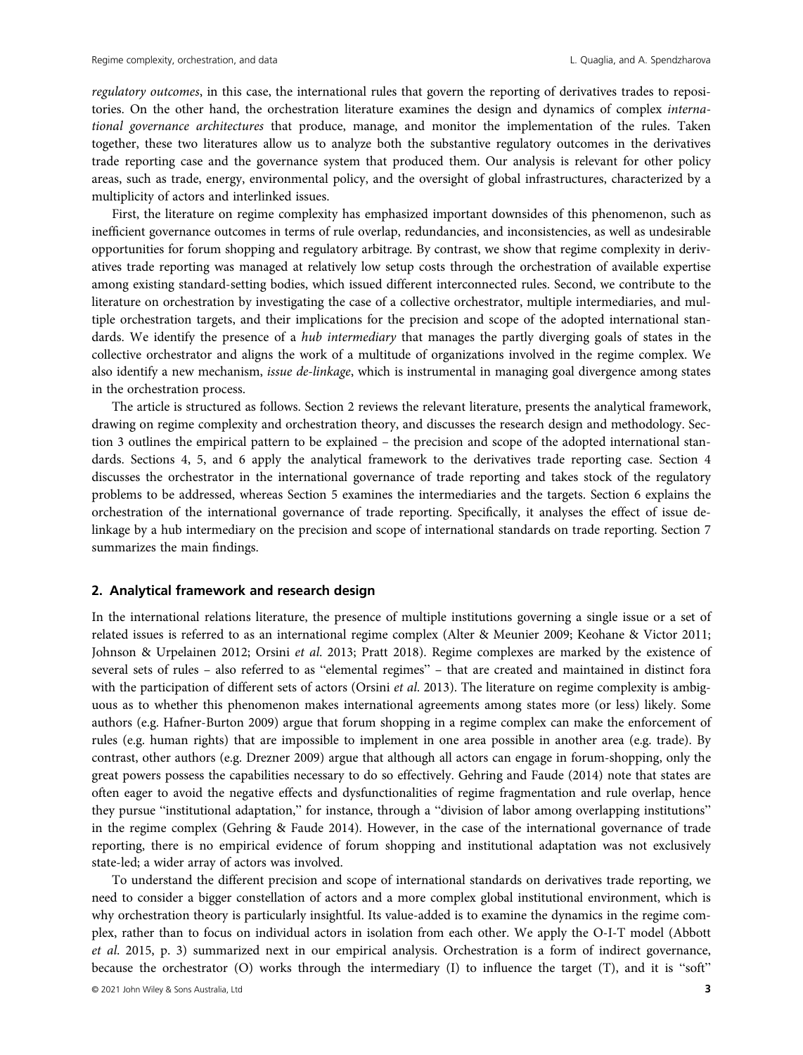*regulatory outcomes*, in this case, the international rules that govern the reporting of derivatives trades to repositories. On the other hand, the orchestration literature examines the design and dynamics of complex *international governance architectures* that produce, manage, and monitor the implementation of the rules. Taken together, these two literatures allow us to analyze both the substantive regulatory outcomes in the derivatives trade reporting case and the governance system that produced them. Our analysis is relevant for other policy areas, such as trade, energy, environmental policy, and the oversight of global infrastructures, characterized by a multiplicity of actors and interlinked issues.

First, the literature on regime complexity has emphasized important downsides of this phenomenon, such as inefficient governance outcomes in terms of rule overlap, redundancies, and inconsistencies, as well as undesirable opportunities for forum shopping and regulatory arbitrage. By contrast, we show that regime complexity in derivatives trade reporting was managed at relatively low setup costs through the orchestration of available expertise among existing standard-setting bodies, which issued different interconnected rules. Second, we contribute to the literature on orchestration by investigating the case of a collective orchestrator, multiple intermediaries, and multiple orchestration targets, and their implications for the precision and scope of the adopted international standards. We identify the presence of a *hub intermediary* that manages the partly diverging goals of states in the collective orchestrator and aligns the work of a multitude of organizations involved in the regime complex. We also identify a new mechanism, *issue de-linkage*, which is instrumental in managing goal divergence among states in the orchestration process.

The article is structured as follows. Section 2 reviews the relevant literature, presents the analytical framework, drawing on regime complexity and orchestration theory, and discusses the research design and methodology. Section 3 outlines the empirical pattern to be explained – the precision and scope of the adopted international standards. Sections 4, 5, and 6 apply the analytical framework to the derivatives trade reporting case. Section 4 discusses the orchestrator in the international governance of trade reporting and takes stock of the regulatory problems to be addressed, whereas Section 5 examines the intermediaries and the targets. Section 6 explains the orchestration of the international governance of trade reporting. Specifically, it analyses the effect of issue de-linkage by a hub intermediary on the precision and scope of international standards on trade reporting. Section 7 summarizes the main findings.

## 2. Analytical framework and research design

In the international relations literature, the presence of multiple institutions governing a single issue or a set of related issues is referred to as an international regime complex (Alter & Meunier 2009; Keohane & Victor 2011; Johnson & Urpelainen 2012; Orsini *et al.* 2013; Pratt 2018). Regime complexes are marked by the existence of several sets of rules – also referred to as "elemental regimes" – that are created and maintained in distinct fora with the participation of different sets of actors (Orsini *et al.* 2013). The literature on regime complexity is ambiguous as to whether this phenomenon makes international agreements among states more (or less) likely. Some authors (e.g. Hafner-Burton 2009) argue that forum shopping in a regime complex can make the enforcement of rules (e.g. human rights) that are impossible to implement in one area possible in another area (e.g. trade). By contrast, other authors (e.g. Drezner 2009) argue that although all actors can engage in forum-shopping, only the great powers possess the capabilities necessary to do so effectively. Gehring and Faude (2014) note that states are often eager to avoid the negative effects and dysfunctionalities of regime fragmentation and rule overlap, hence they pursue "institutional adaptation," for instance, through a "division of labor among overlapping institutions" in the regime complex (Gehring & Faude 2014). However, in the case of the international governance of trade reporting, there is no empirical evidence of forum shopping and institutional adaptation was not exclusively state-led; a wider array of actors was involved.

To understand the different precision and scope of international standards on derivatives trade reporting, we need to consider a bigger constellation of actors and a more complex global institutional environment, which is why orchestration theory is particularly insightful. Its value-added is to examine the dynamics in the regime complex, rather than to focus on individual actors in isolation from each other. We apply the O-I-T model (Abbott *et al.* 2015, p. 3) summarized next in our empirical analysis. Orchestration is a form of indirect governance, because the orchestrator (O) works through the intermediary (I) to influence the target (T), and it is "soft"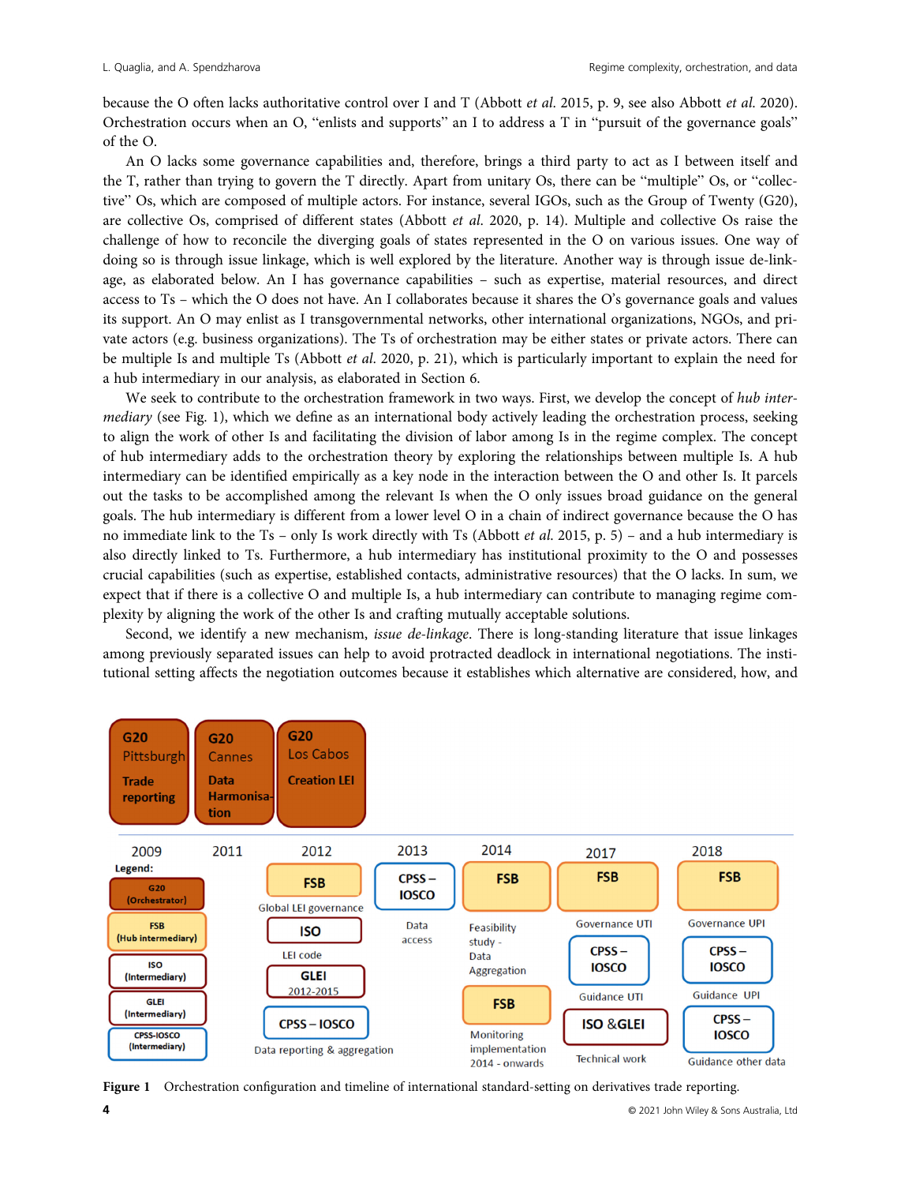because the O often lacks authoritative control over I and T (Abbott *et al.* 2015, p. 9, see also Abbott *et al.* 2020). Orchestration occurs when an O, "enlists and supports" an I to address a T in "pursuit of the governance goals" of the O.

An O lacks some governance capabilities and, therefore, brings a third party to act as I between itself and the T, rather than trying to govern the T directly. Apart from unitary Os, there can be "multiple" Os, or "collective" Os, which are composed of multiple actors. For instance, several IGOs, such as the Group of Twenty (G20), are collective Os, comprised of different states (Abbott *et al.* 2020, p. 14). Multiple and collective Os raise the challenge of how to reconcile the diverging goals of states represented in the O on various issues. One way of doing so is through issue linkage, which is well explored by the literature. Another way is through issue de-linkage, as elaborated below. An I has governance capabilities – such as expertise, material resources, and direct access to Ts – which the O does not have. An I collaborates because it shares the O's governance goals and values its support. An O may enlist as I transgovernmental networks, other international organizations, NGOs, and private actors (e.g. business organizations). The Ts of orchestration may be either states or private actors. There can be multiple Is and multiple Ts (Abbott *et al.* 2020, p. 21), which is particularly important to explain the need for a hub intermediary in our analysis, as elaborated in Section 6.

We seek to contribute to the orchestration framework in two ways. First, we develop the concept of *hub intermediary* (see Fig. 1), which we define as an international body actively leading the orchestration process, seeking to align the work of other Is and facilitating the division of labor among Is in the regime complex. The concept of hub intermediary adds to the orchestration theory by exploring the relationships between multiple Is. A hub intermediary can be identified empirically as a key node in the interaction between the O and other Is. It parcels out the tasks to be accomplished among the relevant Is when the O only issues broad guidance on the general goals. The hub intermediary is different from a lower level O in a chain of indirect governance because the O has no immediate link to the Ts – only Is work directly with Ts (Abbott *et al.* 2015, p. 5) – and a hub intermediary is also directly linked to Ts. Furthermore, a hub intermediary has institutional proximity to the O and possesses crucial capabilities (such as expertise, established contacts, administrative resources) that the O lacks. In sum, we expect that if there is a collective O and multiple Is, a hub intermediary can contribute to managing regime complexity by aligning the work of the other Is and crafting mutually acceptable solutions.

Second, we identify a new mechanism, *issue de-linkage*. There is long-standing literature that issue linkages among previously separated issues can help to avoid protracted deadlock in international negotiations. The institutional setting affects the negotiation outcomes because it establishes which alternative are considered, how, and

**Figure 1** Orchestration configuration and timeline of international standard-setting on derivatives trade reporting.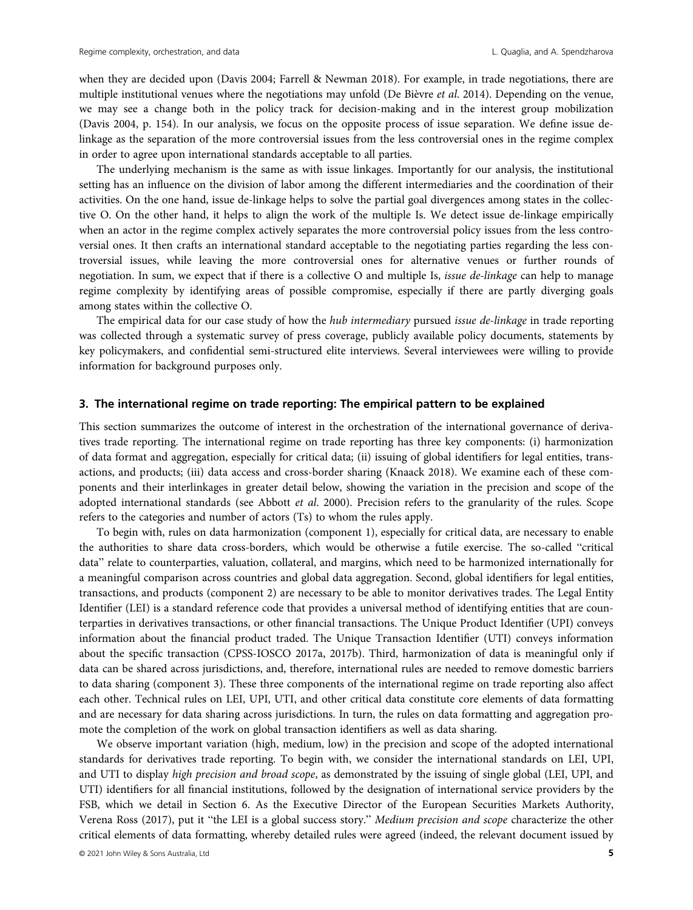when they are decided upon (Davis 2004; Farrell & Newman 2018). For example, in trade negotiations, there are multiple institutional venues where the negotiations may unfold (De Bièvre *et al.* 2014). Depending on the venue, we may see a change both in the policy track for decision-making and in the interest group mobilization (Davis 2004, p. 154). In our analysis, we focus on the opposite process of issue separation. We define issue de-linkage as the separation of the more controversial issues from the less controversial ones in the regime complex in order to agree upon international standards acceptable to all parties.

The underlying mechanism is the same as with issue linkages. Importantly for our analysis, the institutional setting has an influence on the division of labor among the different intermediaries and the coordination of their activities. On the one hand, issue de-linkage helps to solve the partial goal divergences among states in the collective O. On the other hand, it helps to align the work of the multiple Is. We detect issue de-linkage empirically when an actor in the regime complex actively separates the more controversial policy issues from the less controversial ones. It then crafts an international standard acceptable to the negotiating parties regarding the less controversial issues, while leaving the more controversial ones for alternative venues or further rounds of negotiation. In sum, we expect that if there is a collective O and multiple Is, *issue de-linkage* can help to manage regime complexity by identifying areas of possible compromise, especially if there are partly diverging goals among states within the collective O.

The empirical data for our case study of how the *hub intermediary* pursued *issue de-linkage* in trade reporting was collected through a systematic survey of press coverage, publicly available policy documents, statements by key policymakers, and confidential semi-structured elite interviews. Several interviewees were willing to provide information for background purposes only.

## 3. The international regime on trade reporting: The empirical pattern to be explained

This section summarizes the outcome of interest in the orchestration of the international governance of derivatives trade reporting. The international regime on trade reporting has three key components: (i) harmonization of data format and aggregation, especially for critical data; (ii) issuing of global identifiers for legal entities, transactions, and products; (iii) data access and cross-border sharing (Knaack 2018). We examine each of these components and their interlinkages in greater detail below, showing the variation in the precision and scope of the adopted international standards (see Abbott *et al.* 2000). Precision refers to the granularity of the rules. Scope refers to the categories and number of actors (Ts) to whom the rules apply.

To begin with, rules on data harmonization (component 1), especially for critical data, are necessary to enable the authorities to share data cross-borders, which would be otherwise a futile exercise. The so-called "critical data" relate to counterparties, valuation, collateral, and margins, which need to be harmonized internationally for a meaningful comparison across countries and global data aggregation. Second, global identifiers for legal entities, transactions, and products (component 2) are necessary to be able to monitor derivatives trades. The Legal Entity Identifier (LEI) is a standard reference code that provides a universal method of identifying entities that are counterparties in derivatives transactions, or other financial transactions. The Unique Product Identifier (UPI) conveys information about the financial product traded. The Unique Transaction Identifier (UTI) conveys information about the specific transaction (CPSS-IOSCO 2017a, 2017b). Third, harmonization of data is meaningful only if data can be shared across jurisdictions, and, therefore, international rules are needed to remove domestic barriers to data sharing (component 3). These three components of the international regime on trade reporting also affect each other. Technical rules on LEI, UPI, UTI, and other critical data constitute core elements of data formatting and are necessary for data sharing across jurisdictions. In turn, the rules on data formatting and aggregation promote the completion of the work on global transaction identifiers as well as data sharing.

We observe important variation (high, medium, low) in the precision and scope of the adopted international standards for derivatives trade reporting. To begin with, we consider the international standards on LEI, UPI, and UTI to display *high precision and broad scope*, as demonstrated by the issuing of single global (LEI, UPI, and UTI) identifiers for all financial institutions, followed by the designation of international service providers by the FSB, which we detail in Section 6. As the Executive Director of the European Securities Markets Authority, Verena Ross (2017), put it "the LEI is a global success story." *Medium precision and scope* characterize the other critical elements of data formatting, whereby detailed rules were agreed (indeed, the relevant document issued by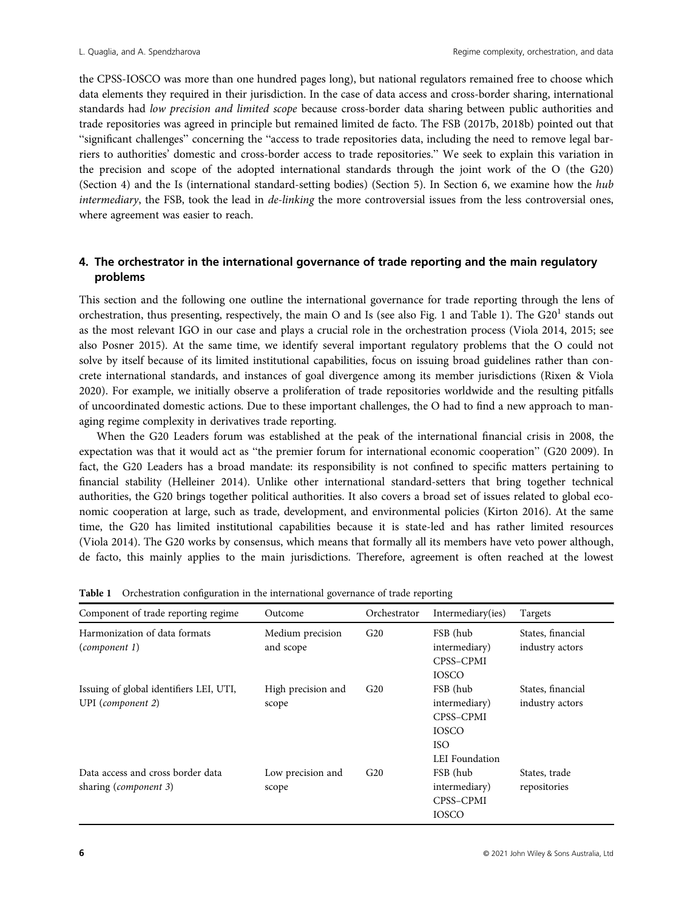the CPSS-IOSCO was more than one hundred pages long), but national regulators remained free to choose which data elements they required in their jurisdiction. In the case of data access and cross-border sharing, international standards had *low precision and limited scope* because cross-border data sharing between public authorities and trade repositories was agreed in principle but remained limited de facto. The FSB (2017b, 2018b) pointed out that "significant challenges" concerning the "access to trade repositories data, including the need to remove legal barriers to authorities' domestic and cross-border access to trade repositories." We seek to explain this variation in the precision and scope of the adopted international standards through the joint work of the O (the G20) (Section 4) and the Is (international standard-setting bodies) (Section 5). In Section 6, we examine how the *hub intermediary*, the FSB, took the lead in *de-linking* the more controversial issues from the less controversial ones, where agreement was easier to reach.

## 4. The orchestrator in the international governance of trade reporting and the main regulatory problems

This section and the following one outline the international governance for trade reporting through the lens of orchestration, thus presenting, respectively, the main O and Is (see also Fig. 1 and Table 1). The G20[1] stands out as the most relevant IGO in our case and plays a crucial role in the orchestration process (Viola 2014, 2015; see also Posner 2015). At the same time, we identify several important regulatory problems that the O could not solve by itself because of its limited institutional capabilities, focus on issuing broad guidelines rather than concrete international standards, and instances of goal divergence among its member jurisdictions (Rixen & Viola 2020). For example, we initially observe a proliferation of trade repositories worldwide and the resulting pitfalls of uncoordinated domestic actions. Due to these important challenges, the O had to find a new approach to managing regime complexity in derivatives trade reporting.

When the G20 Leaders forum was established at the peak of the international financial crisis in 2008, the expectation was that it would act as "the premier forum for international economic cooperation" (G20 2009). In fact, the G20 Leaders has a broad mandate: its responsibility is not confined to specific matters pertaining to financial stability (Helleiner 2014). Unlike other international standard-setters that bring together technical authorities, the G20 brings together political authorities. It also covers a broad set of issues related to global economic cooperation at large, such as trade, development, and environmental policies (Kirton 2016). At the same time, the G20 has limited institutional capabilities because it is state-led and has rather limited resources (Viola 2014). The G20 works by consensus, which means that formally all its members have veto power although, de facto, this mainly applies to the main jurisdictions. Therefore, agreement is often reached at the lowest

**Table 1** Orchestration configuration in the international governance of trade reporting

| Component of trade reporting regime | Outcome | Orchestrator | Intermediary(ies) | Targets |
|---|---|---|---|---|
| Harmonization of data formats (*component 1*) | Medium precision and scope | G20 | FSB (hub intermediary) CPSS–CPMI IOSCO | States, financial industry actors |
| Issuing of global identifiers LEI, UTI, UPI (*component 2*) | High precision and scope | G20 | FSB (hub intermediary) CPSS–CPMI IOSCO ISO LEI Foundation | States, financial industry actors |
| Data access and cross border data sharing (*component 3*) | Low precision and scope | G20 | FSB (hub intermediary) CPSS–CPMI IOSCO | States, trade repositories |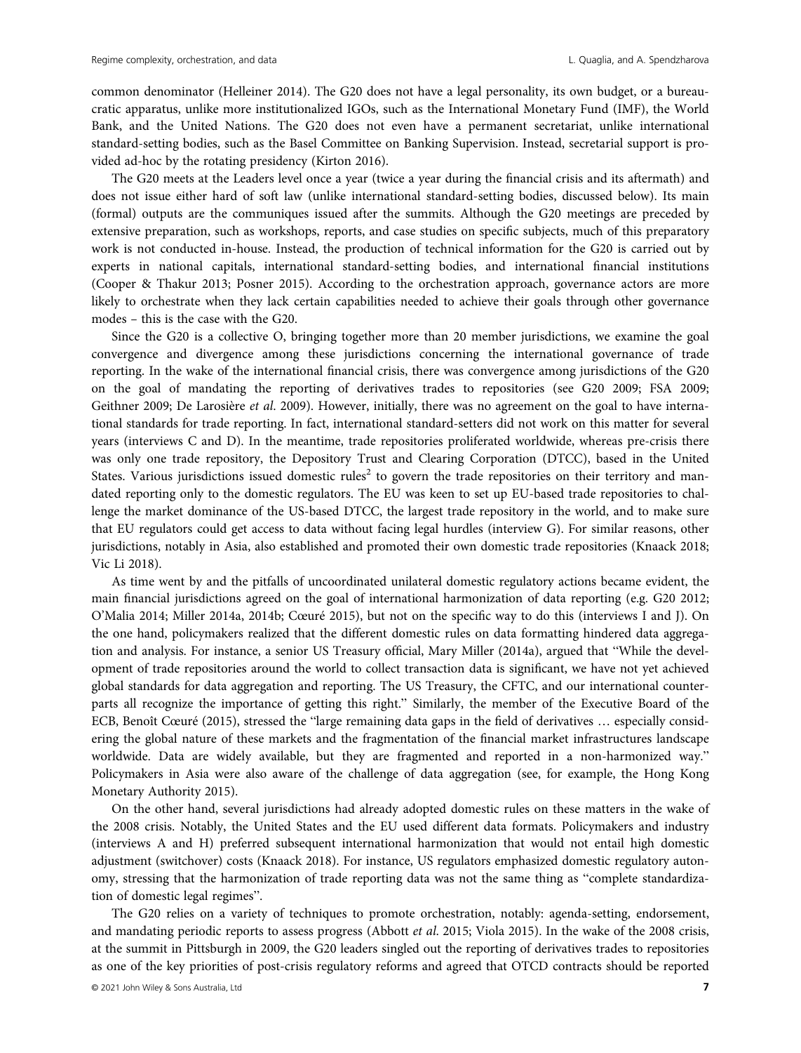common denominator (Helleiner 2014). The G20 does not have a legal personality, its own budget, or a bureaucratic apparatus, unlike more institutionalized IGOs, such as the International Monetary Fund (IMF), the World Bank, and the United Nations. The G20 does not even have a permanent secretariat, unlike international standard-setting bodies, such as the Basel Committee on Banking Supervision. Instead, secretarial support is provided ad-hoc by the rotating presidency (Kirton 2016).

The G20 meets at the Leaders level once a year (twice a year during the financial crisis and its aftermath) and does not issue either hard of soft law (unlike international standard-setting bodies, discussed below). Its main (formal) outputs are the communiques issued after the summits. Although the G20 meetings are preceded by extensive preparation, such as workshops, reports, and case studies on specific subjects, much of this preparatory work is not conducted in-house. Instead, the production of technical information for the G20 is carried out by experts in national capitals, international standard-setting bodies, and international financial institutions (Cooper & Thakur 2013; Posner 2015). According to the orchestration approach, governance actors are more likely to orchestrate when they lack certain capabilities needed to achieve their goals through other governance modes – this is the case with the G20.

Since the G20 is a collective O, bringing together more than 20 member jurisdictions, we examine the goal convergence and divergence among these jurisdictions concerning the international governance of trade reporting. In the wake of the international financial crisis, there was convergence among jurisdictions of the G20 on the goal of mandating the reporting of derivatives trades to repositories (see G20 2009; FSA 2009; Geithner 2009; De Larosière *et al*. 2009). However, initially, there was no agreement on the goal to have international standards for trade reporting. In fact, international standard-setters did not work on this matter for several years (interviews C and D). In the meantime, trade repositories proliferated worldwide, whereas pre-crisis there was only one trade repository, the Depository Trust and Clearing Corporation (DTCC), based in the United States. Various jurisdictions issued domestic rules[2] to govern the trade repositories on their territory and mandated reporting only to the domestic regulators. The EU was keen to set up EU-based trade repositories to challenge the market dominance of the US-based DTCC, the largest trade repository in the world, and to make sure that EU regulators could get access to data without facing legal hurdles (interview G). For similar reasons, other jurisdictions, notably in Asia, also established and promoted their own domestic trade repositories (Knaack 2018; Vic Li 2018).

As time went by and the pitfalls of uncoordinated unilateral domestic regulatory actions became evident, the main financial jurisdictions agreed on the goal of international harmonization of data reporting (e.g. G20 2012; O'Malia 2014; Miller 2014a, 2014b; Cœuré 2015), but not on the specific way to do this (interviews I and J). On the one hand, policymakers realized that the different domestic rules on data formatting hindered data aggregation and analysis. For instance, a senior US Treasury official, Mary Miller (2014a), argued that "While the development of trade repositories around the world to collect transaction data is significant, we have not yet achieved global standards for data aggregation and reporting. The US Treasury, the CFTC, and our international counterparts all recognize the importance of getting this right." Similarly, the member of the Executive Board of the ECB, Benoît Cœuré (2015), stressed the "large remaining data gaps in the field of derivatives … especially considering the global nature of these markets and the fragmentation of the financial market infrastructures landscape worldwide. Data are widely available, but they are fragmented and reported in a non-harmonized way." Policymakers in Asia were also aware of the challenge of data aggregation (see, for example, the Hong Kong Monetary Authority 2015).

On the other hand, several jurisdictions had already adopted domestic rules on these matters in the wake of the 2008 crisis. Notably, the United States and the EU used different data formats. Policymakers and industry (interviews A and H) preferred subsequent international harmonization that would not entail high domestic adjustment (switchover) costs (Knaack 2018). For instance, US regulators emphasized domestic regulatory autonomy, stressing that the harmonization of trade reporting data was not the same thing as "complete standardization of domestic legal regimes".

The G20 relies on a variety of techniques to promote orchestration, notably: agenda-setting, endorsement, and mandating periodic reports to assess progress (Abbott *et al*. 2015; Viola 2015). In the wake of the 2008 crisis, at the summit in Pittsburgh in 2009, the G20 leaders singled out the reporting of derivatives trades to repositories as one of the key priorities of post-crisis regulatory reforms and agreed that OTCD contracts should be reported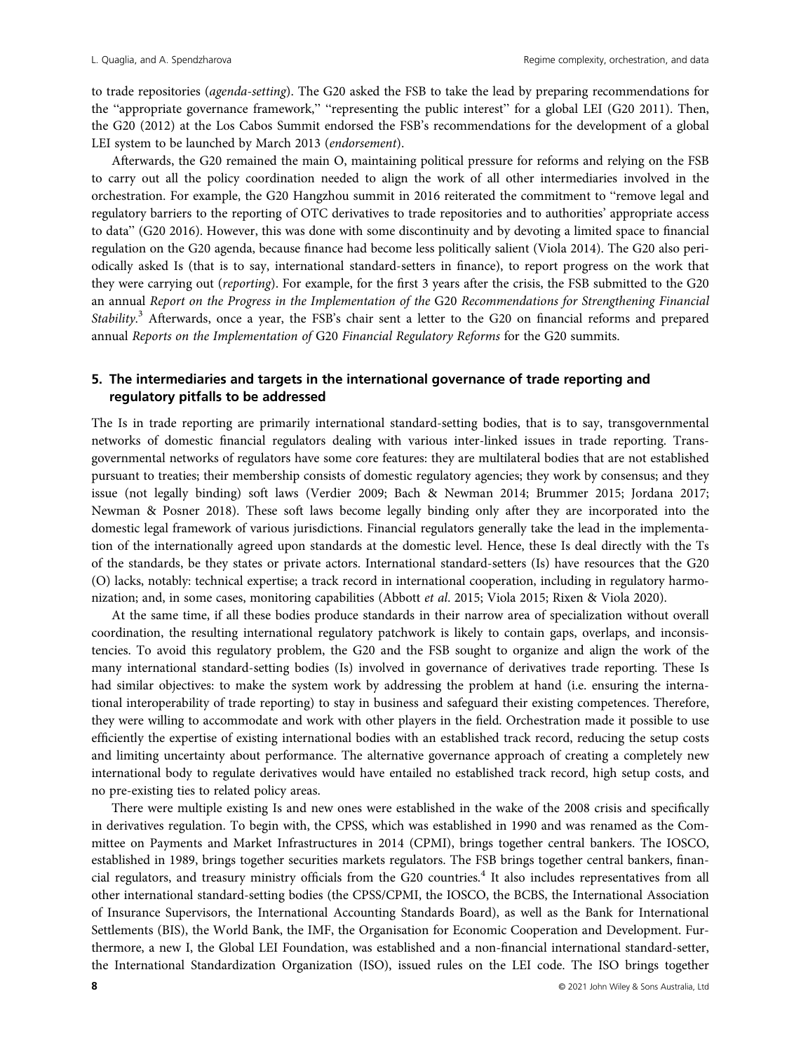to trade repositories (*agenda-setting*). The G20 asked the FSB to take the lead by preparing recommendations for the "appropriate governance framework," "representing the public interest" for a global LEI (G20 2011). Then, the G20 (2012) at the Los Cabos Summit endorsed the FSB's recommendations for the development of a global LEI system to be launched by March 2013 (*endorsement*).

Afterwards, the G20 remained the main O, maintaining political pressure for reforms and relying on the FSB to carry out all the policy coordination needed to align the work of all other intermediaries involved in the orchestration. For example, the G20 Hangzhou summit in 2016 reiterated the commitment to "remove legal and regulatory barriers to the reporting of OTC derivatives to trade repositories and to authorities' appropriate access to data" (G20 2016). However, this was done with some discontinuity and by devoting a limited space to financial regulation on the G20 agenda, because finance had become less politically salient (Viola 2014). The G20 also periodically asked Is (that is to say, international standard-setters in finance), to report progress on the work that they were carrying out (*reporting*). For example, for the first 3 years after the crisis, the FSB submitted to the G20 an annual *Report on the Progress in the Implementation of the* G20 *Recommendations for Strengthening Financial Stability*.[3] Afterwards, once a year, the FSB's chair sent a letter to the G20 on financial reforms and prepared annual *Reports on the Implementation of* G20 *Financial Regulatory Reforms* for the G20 summits.

## 5. The intermediaries and targets in the international governance of trade reporting and regulatory pitfalls to be addressed

The Is in trade reporting are primarily international standard-setting bodies, that is to say, transgovernmental networks of domestic financial regulators dealing with various inter-linked issues in trade reporting. Transgovernmental networks of regulators have some core features: they are multilateral bodies that are not established pursuant to treaties; their membership consists of domestic regulatory agencies; they work by consensus; and they issue (not legally binding) soft laws (Verdier 2009; Bach & Newman 2014; Brummer 2015; Jordana 2017; Newman & Posner 2018). These soft laws become legally binding only after they are incorporated into the domestic legal framework of various jurisdictions. Financial regulators generally take the lead in the implementation of the internationally agreed upon standards at the domestic level. Hence, these Is deal directly with the Ts of the standards, be they states or private actors. International standard-setters (Is) have resources that the G20 (O) lacks, notably: technical expertise; a track record in international cooperation, including in regulatory harmonization; and, in some cases, monitoring capabilities (Abbott *et al.* 2015; Viola 2015; Rixen & Viola 2020).

At the same time, if all these bodies produce standards in their narrow area of specialization without overall coordination, the resulting international regulatory patchwork is likely to contain gaps, overlaps, and inconsistencies. To avoid this regulatory problem, the G20 and the FSB sought to organize and align the work of the many international standard-setting bodies (Is) involved in governance of derivatives trade reporting. These Is had similar objectives: to make the system work by addressing the problem at hand (i.e. ensuring the international interoperability of trade reporting) to stay in business and safeguard their existing competences. Therefore, they were willing to accommodate and work with other players in the field. Orchestration made it possible to use efficiently the expertise of existing international bodies with an established track record, reducing the setup costs and limiting uncertainty about performance. The alternative governance approach of creating a completely new international body to regulate derivatives would have entailed no established track record, high setup costs, and no pre-existing ties to related policy areas.

There were multiple existing Is and new ones were established in the wake of the 2008 crisis and specifically in derivatives regulation. To begin with, the CPSS, which was established in 1990 and was renamed as the Committee on Payments and Market Infrastructures in 2014 (CPMI), brings together central bankers. The IOSCO, established in 1989, brings together securities markets regulators. The FSB brings together central bankers, financial regulators, and treasury ministry officials from the G20 countries.[4] It also includes representatives from all other international standard-setting bodies (the CPSS/CPMI, the IOSCO, the BCBS, the International Association of Insurance Supervisors, the International Accounting Standards Board), as well as the Bank for International Settlements (BIS), the World Bank, the IMF, the Organisation for Economic Cooperation and Development. Furthermore, a new I, the Global LEI Foundation, was established and a non-financial international standard-setter, the International Standardization Organization (ISO), issued rules on the LEI code. The ISO brings together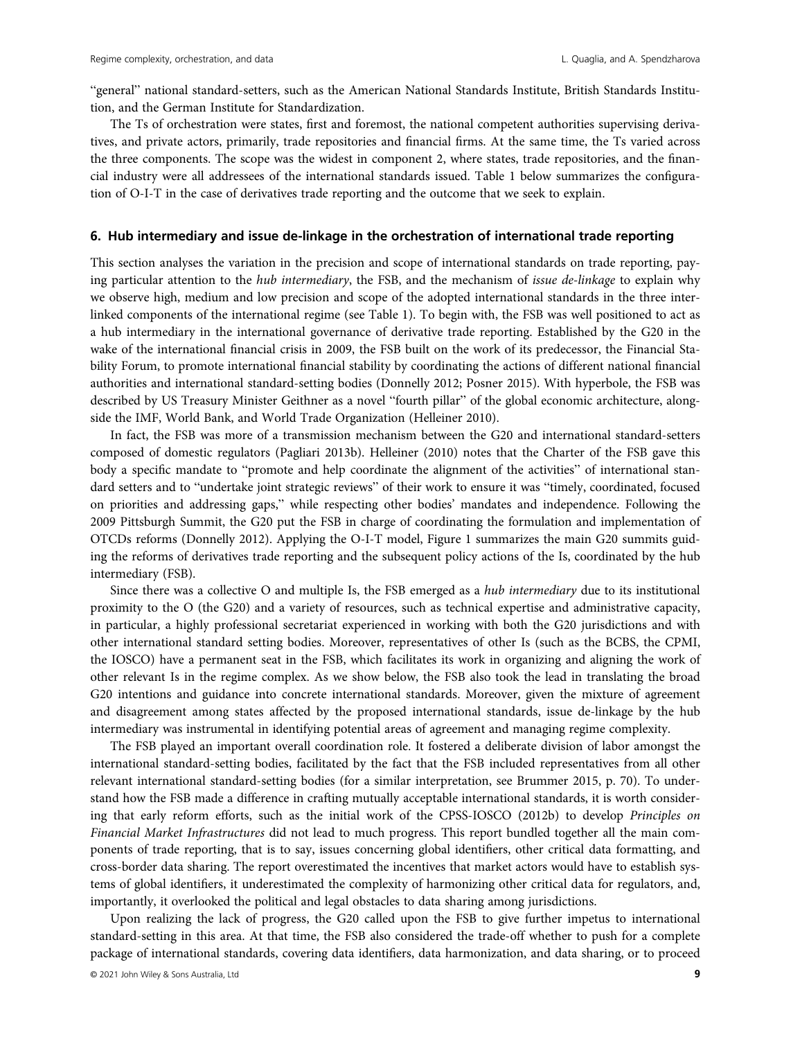"general" national standard-setters, such as the American National Standards Institute, British Standards Institution, and the German Institute for Standardization.

The Ts of orchestration were states, first and foremost, the national competent authorities supervising derivatives, and private actors, primarily, trade repositories and financial firms. At the same time, the Ts varied across the three components. The scope was the widest in component 2, where states, trade repositories, and the financial industry were all addressees of the international standards issued. Table 1 below summarizes the configuration of O-I-T in the case of derivatives trade reporting and the outcome that we seek to explain.

## 6. Hub intermediary and issue de-linkage in the orchestration of international trade reporting

This section analyses the variation in the precision and scope of international standards on trade reporting, paying particular attention to the *hub intermediary*, the FSB, and the mechanism of *issue de-linkage* to explain why we observe high, medium and low precision and scope of the adopted international standards in the three interlinked components of the international regime (see Table 1). To begin with, the FSB was well positioned to act as a hub intermediary in the international governance of derivative trade reporting. Established by the G20 in the wake of the international financial crisis in 2009, the FSB built on the work of its predecessor, the Financial Stability Forum, to promote international financial stability by coordinating the actions of different national financial authorities and international standard-setting bodies (Donnelly 2012; Posner 2015). With hyperbole, the FSB was described by US Treasury Minister Geithner as a novel "fourth pillar" of the global economic architecture, alongside the IMF, World Bank, and World Trade Organization (Helleiner 2010).

In fact, the FSB was more of a transmission mechanism between the G20 and international standard-setters composed of domestic regulators (Pagliari 2013b). Helleiner (2010) notes that the Charter of the FSB gave this body a specific mandate to "promote and help coordinate the alignment of the activities" of international standard setters and to "undertake joint strategic reviews" of their work to ensure it was "timely, coordinated, focused on priorities and addressing gaps," while respecting other bodies' mandates and independence. Following the 2009 Pittsburgh Summit, the G20 put the FSB in charge of coordinating the formulation and implementation of OTCDs reforms (Donnelly 2012). Applying the O-I-T model, Figure 1 summarizes the main G20 summits guiding the reforms of derivatives trade reporting and the subsequent policy actions of the Is, coordinated by the hub intermediary (FSB).

Since there was a collective O and multiple Is, the FSB emerged as a *hub intermediary* due to its institutional proximity to the O (the G20) and a variety of resources, such as technical expertise and administrative capacity, in particular, a highly professional secretariat experienced in working with both the G20 jurisdictions and with other international standard setting bodies. Moreover, representatives of other Is (such as the BCBS, the CPMI, the IOSCO) have a permanent seat in the FSB, which facilitates its work in organizing and aligning the work of other relevant Is in the regime complex. As we show below, the FSB also took the lead in translating the broad G20 intentions and guidance into concrete international standards. Moreover, given the mixture of agreement and disagreement among states affected by the proposed international standards, issue de-linkage by the hub intermediary was instrumental in identifying potential areas of agreement and managing regime complexity.

The FSB played an important overall coordination role. It fostered a deliberate division of labor amongst the international standard-setting bodies, facilitated by the fact that the FSB included representatives from all other relevant international standard-setting bodies (for a similar interpretation, see Brummer 2015, p. 70). To understand how the FSB made a difference in crafting mutually acceptable international standards, it is worth considering that early reform efforts, such as the initial work of the CPSS-IOSCO (2012b) to develop *Principles on Financial Market Infrastructures* did not lead to much progress. This report bundled together all the main components of trade reporting, that is to say, issues concerning global identifiers, other critical data formatting, and cross-border data sharing. The report overestimated the incentives that market actors would have to establish systems of global identifiers, it underestimated the complexity of harmonizing other critical data for regulators, and, importantly, it overlooked the political and legal obstacles to data sharing among jurisdictions.

Upon realizing the lack of progress, the G20 called upon the FSB to give further impetus to international standard-setting in this area. At that time, the FSB also considered the trade-off whether to push for a complete package of international standards, covering data identifiers, data harmonization, and data sharing, or to proceed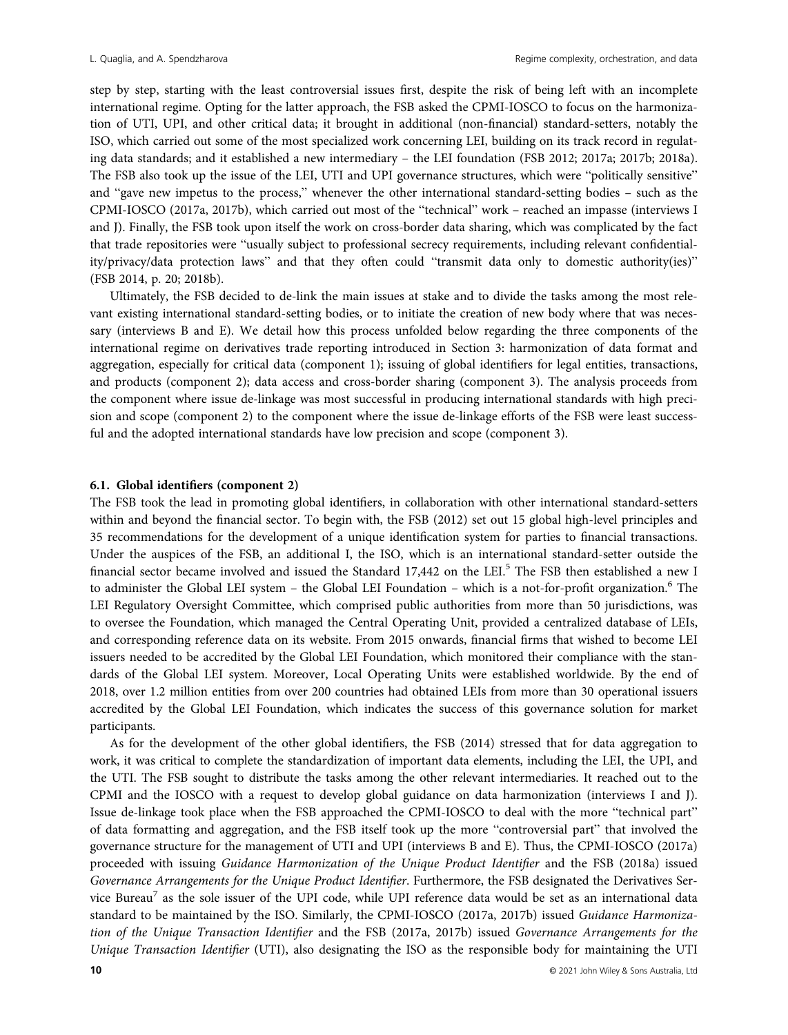step by step, starting with the least controversial issues first, despite the risk of being left with an incomplete international regime. Opting for the latter approach, the FSB asked the CPMI-IOSCO to focus on the harmonization of UTI, UPI, and other critical data; it brought in additional (non-financial) standard-setters, notably the ISO, which carried out some of the most specialized work concerning LEI, building on its track record in regulating data standards; and it established a new intermediary – the LEI foundation (FSB 2012; 2017a; 2017b; 2018a). The FSB also took up the issue of the LEI, UTI and UPI governance structures, which were "politically sensitive" and "gave new impetus to the process," whenever the other international standard-setting bodies – such as the CPMI-IOSCO (2017a, 2017b), which carried out most of the "technical" work – reached an impasse (interviews I and J). Finally, the FSB took upon itself the work on cross-border data sharing, which was complicated by the fact that trade repositories were "usually subject to professional secrecy requirements, including relevant confidentiality/privacy/data protection laws" and that they often could "transmit data only to domestic authority(ies)" (FSB 2014, p. 20; 2018b).

Ultimately, the FSB decided to de-link the main issues at stake and to divide the tasks among the most relevant existing international standard-setting bodies, or to initiate the creation of new body where that was necessary (interviews B and E). We detail how this process unfolded below regarding the three components of the international regime on derivatives trade reporting introduced in Section 3: harmonization of data format and aggregation, especially for critical data (component 1); issuing of global identifiers for legal entities, transactions, and products (component 2); data access and cross-border sharing (component 3). The analysis proceeds from the component where issue de-linkage was most successful in producing international standards with high precision and scope (component 2) to the component where the issue de-linkage efforts of the FSB were least successful and the adopted international standards have low precision and scope (component 3).

### 6.1. Global identifiers (component 2)

The FSB took the lead in promoting global identifiers, in collaboration with other international standard-setters within and beyond the financial sector. To begin with, the FSB (2012) set out 15 global high-level principles and 35 recommendations for the development of a unique identification system for parties to financial transactions. Under the auspices of the FSB, an additional I, the ISO, which is an international standard-setter outside the financial sector became involved and issued the Standard 17,442 on the LEI.[5] The FSB then established a new I to administer the Global LEI system – the Global LEI Foundation – which is a not-for-profit organization.[6] The LEI Regulatory Oversight Committee, which comprised public authorities from more than 50 jurisdictions, was to oversee the Foundation, which managed the Central Operating Unit, provided a centralized database of LEIs, and corresponding reference data on its website. From 2015 onwards, financial firms that wished to become LEI issuers needed to be accredited by the Global LEI Foundation, which monitored their compliance with the standards of the Global LEI system. Moreover, Local Operating Units were established worldwide. By the end of 2018, over 1.2 million entities from over 200 countries had obtained LEIs from more than 30 operational issuers accredited by the Global LEI Foundation, which indicates the success of this governance solution for market participants.

As for the development of the other global identifiers, the FSB (2014) stressed that for data aggregation to work, it was critical to complete the standardization of important data elements, including the LEI, the UPI, and the UTI. The FSB sought to distribute the tasks among the other relevant intermediaries. It reached out to the CPMI and the IOSCO with a request to develop global guidance on data harmonization (interviews I and J). Issue de-linkage took place when the FSB approached the CPMI-IOSCO to deal with the more "technical part" of data formatting and aggregation, and the FSB itself took up the more "controversial part" that involved the governance structure for the management of UTI and UPI (interviews B and E). Thus, the CPMI-IOSCO (2017a) proceeded with issuing *Guidance Harmonization of the Unique Product Identifier* and the FSB (2018a) issued *Governance Arrangements for the Unique Product Identifier*. Furthermore, the FSB designated the Derivatives Service Bureau[7] as the sole issuer of the UPI code, while UPI reference data would be set as an international data standard to be maintained by the ISO. Similarly, the CPMI-IOSCO (2017a, 2017b) issued *Guidance Harmonization of the Unique Transaction Identifier* and the FSB (2017a, 2017b) issued *Governance Arrangements for the Unique Transaction Identifier* (UTI), also designating the ISO as the responsible body for maintaining the UTI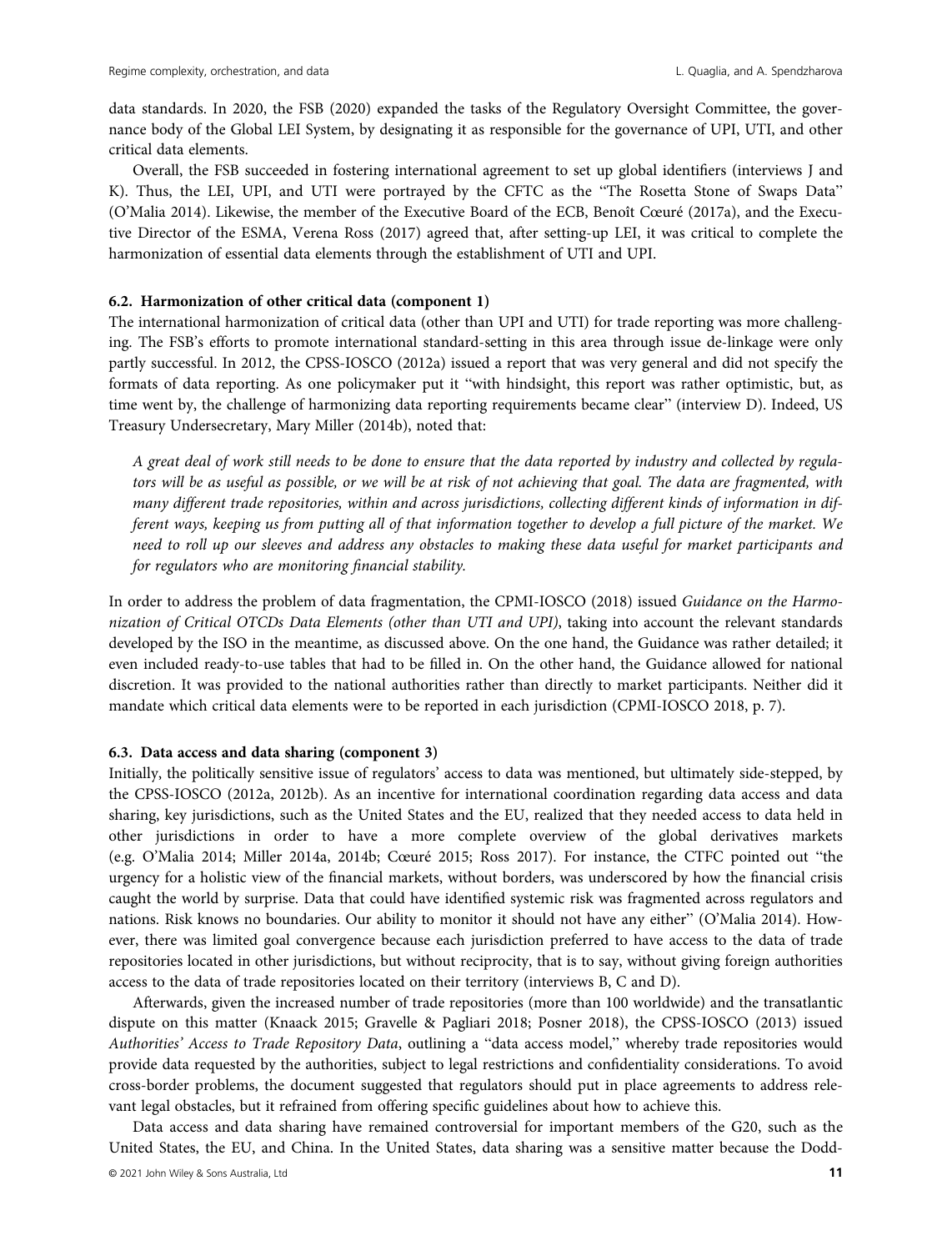data standards. In 2020, the FSB (2020) expanded the tasks of the Regulatory Oversight Committee, the governance body of the Global LEI System, by designating it as responsible for the governance of UPI, UTI, and other critical data elements.

Overall, the FSB succeeded in fostering international agreement to set up global identifiers (interviews J and K). Thus, the LEI, UPI, and UTI were portrayed by the CFTC as the "The Rosetta Stone of Swaps Data" (O'Malia 2014). Likewise, the member of the Executive Board of the ECB, Benoît Cœuré (2017a), and the Executive Director of the ESMA, Verena Ross (2017) agreed that, after setting-up LEI, it was critical to complete the harmonization of essential data elements through the establishment of UTI and UPI.

### 6.2. Harmonization of other critical data (component 1)

The international harmonization of critical data (other than UPI and UTI) for trade reporting was more challenging. The FSB's efforts to promote international standard-setting in this area through issue de-linkage were only partly successful. In 2012, the CPSS-IOSCO (2012a) issued a report that was very general and did not specify the formats of data reporting. As one policymaker put it "with hindsight, this report was rather optimistic, but, as time went by, the challenge of harmonizing data reporting requirements became clear" (interview D). Indeed, US Treasury Undersecretary, Mary Miller (2014b), noted that:

> *A great deal of work still needs to be done to ensure that the data reported by industry and collected by regulators will be as useful as possible, or we will be at risk of not achieving that goal. The data are fragmented, with many different trade repositories, within and across jurisdictions, collecting different kinds of information in different ways, keeping us from putting all of that information together to develop a full picture of the market. We need to roll up our sleeves and address any obstacles to making these data useful for market participants and for regulators who are monitoring financial stability.*

In order to address the problem of data fragmentation, the CPMI-IOSCO (2018) issued *Guidance on the Harmonization of Critical OTCDs Data Elements (other than UTI and UPI)*, taking into account the relevant standards developed by the ISO in the meantime, as discussed above. On the one hand, the Guidance was rather detailed; it even included ready-to-use tables that had to be filled in. On the other hand, the Guidance allowed for national discretion. It was provided to the national authorities rather than directly to market participants. Neither did it mandate which critical data elements were to be reported in each jurisdiction (CPMI-IOSCO 2018, p. 7).

### 6.3. Data access and data sharing (component 3)

Initially, the politically sensitive issue of regulators' access to data was mentioned, but ultimately side-stepped, by the CPSS-IOSCO (2012a, 2012b). As an incentive for international coordination regarding data access and data sharing, key jurisdictions, such as the United States and the EU, realized that they needed access to data held in other jurisdictions in order to have a more complete overview of the global derivatives markets (e.g. O'Malia 2014; Miller 2014a, 2014b; Cœuré 2015; Ross 2017). For instance, the CTFC pointed out "the urgency for a holistic view of the financial markets, without borders, was underscored by how the financial crisis caught the world by surprise. Data that could have identified systemic risk was fragmented across regulators and nations. Risk knows no boundaries. Our ability to monitor it should not have any either" (O'Malia 2014). However, there was limited goal convergence because each jurisdiction preferred to have access to the data of trade repositories located in other jurisdictions, but without reciprocity, that is to say, without giving foreign authorities access to the data of trade repositories located on their territory (interviews B, C and D).

Afterwards, given the increased number of trade repositories (more than 100 worldwide) and the transatlantic dispute on this matter (Knaack 2015; Gravelle & Pagliari 2018; Posner 2018), the CPSS-IOSCO (2013) issued *Authorities' Access to Trade Repository Data*, outlining a "data access model," whereby trade repositories would provide data requested by the authorities, subject to legal restrictions and confidentiality considerations. To avoid cross-border problems, the document suggested that regulators should put in place agreements to address relevant legal obstacles, but it refrained from offering specific guidelines about how to achieve this.

Data access and data sharing have remained controversial for important members of the G20, such as the United States, the EU, and China. In the United States, data sharing was a sensitive matter because the Dodd-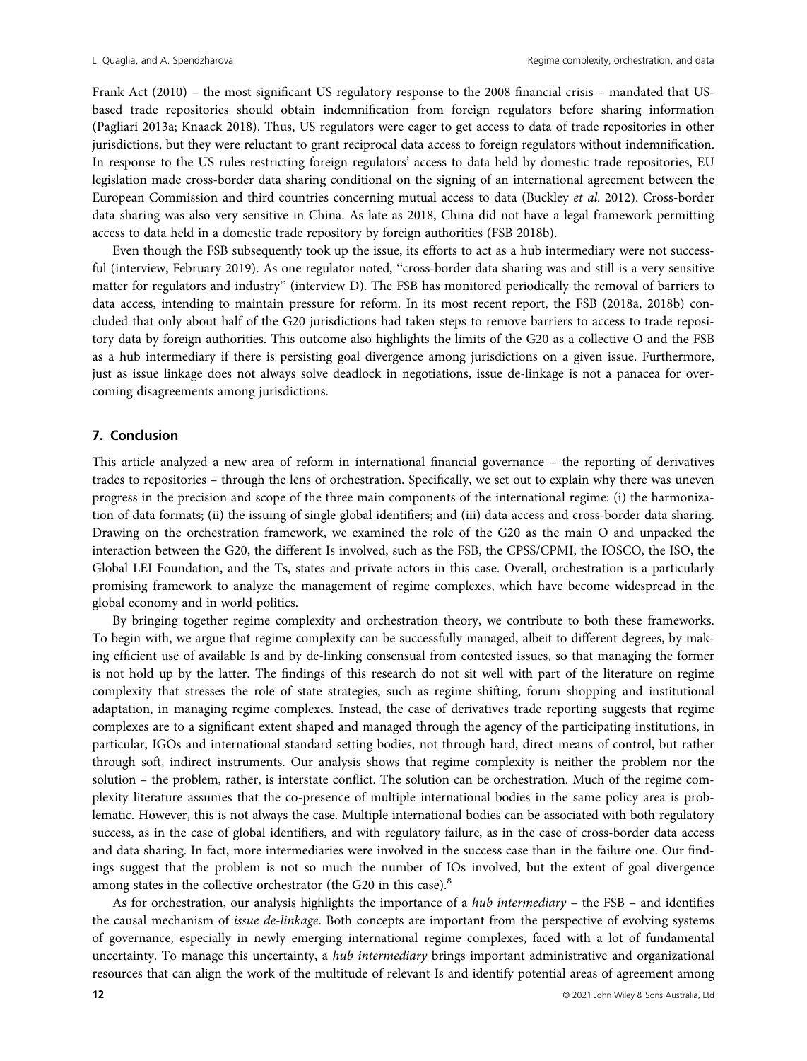Frank Act (2010) – the most significant US regulatory response to the 2008 financial crisis – mandated that US-based trade repositories should obtain indemnification from foreign regulators before sharing information (Pagliari 2013a; Knaack 2018). Thus, US regulators were eager to get access to data of trade repositories in other jurisdictions, but they were reluctant to grant reciprocal data access to foreign regulators without indemnification. In response to the US rules restricting foreign regulators' access to data held by domestic trade repositories, EU legislation made cross-border data sharing conditional on the signing of an international agreement between the European Commission and third countries concerning mutual access to data (Buckley *et al.* 2012). Cross-border data sharing was also very sensitive in China. As late as 2018, China did not have a legal framework permitting access to data held in a domestic trade repository by foreign authorities (FSB 2018b).

Even though the FSB subsequently took up the issue, its efforts to act as a hub intermediary were not successful (interview, February 2019). As one regulator noted, "cross-border data sharing was and still is a very sensitive matter for regulators and industry" (interview D). The FSB has monitored periodically the removal of barriers to data access, intending to maintain pressure for reform. In its most recent report, the FSB (2018a, 2018b) concluded that only about half of the G20 jurisdictions had taken steps to remove barriers to access to trade repository data by foreign authorities. This outcome also highlights the limits of the G20 as a collective O and the FSB as a hub intermediary if there is persisting goal divergence among jurisdictions on a given issue. Furthermore, just as issue linkage does not always solve deadlock in negotiations, issue de-linkage is not a panacea for overcoming disagreements among jurisdictions.

## 7. Conclusion

This article analyzed a new area of reform in international financial governance – the reporting of derivatives trades to repositories – through the lens of orchestration. Specifically, we set out to explain why there was uneven progress in the precision and scope of the three main components of the international regime: (i) the harmonization of data formats; (ii) the issuing of single global identifiers; and (iii) data access and cross-border data sharing. Drawing on the orchestration framework, we examined the role of the G20 as the main O and unpacked the interaction between the G20, the different Is involved, such as the FSB, the CPSS/CPMI, the IOSCO, the ISO, the Global LEI Foundation, and the Ts, states and private actors in this case. Overall, orchestration is a particularly promising framework to analyze the management of regime complexes, which have become widespread in the global economy and in world politics.

By bringing together regime complexity and orchestration theory, we contribute to both these frameworks. To begin with, we argue that regime complexity can be successfully managed, albeit to different degrees, by making efficient use of available Is and by de-linking consensual from contested issues, so that managing the former is not hold up by the latter. The findings of this research do not sit well with part of the literature on regime complexity that stresses the role of state strategies, such as regime shifting, forum shopping and institutional adaptation, in managing regime complexes. Instead, the case of derivatives trade reporting suggests that regime complexes are to a significant extent shaped and managed through the agency of the participating institutions, in particular, IGOs and international standard setting bodies, not through hard, direct means of control, but rather through soft, indirect instruments. Our analysis shows that regime complexity is neither the problem nor the solution – the problem, rather, is interstate conflict. The solution can be orchestration. Much of the regime complexity literature assumes that the co-presence of multiple international bodies in the same policy area is problematic. However, this is not always the case. Multiple international bodies can be associated with both regulatory success, as in the case of global identifiers, and with regulatory failure, as in the case of cross-border data access and data sharing. In fact, more intermediaries were involved in the success case than in the failure one. Our findings suggest that the problem is not so much the number of IOs involved, but the extent of goal divergence among states in the collective orchestrator (the G20 in this case).[8]

As for orchestration, our analysis highlights the importance of a *hub intermediary* – the FSB – and identifies the causal mechanism of *issue de-linkage*. Both concepts are important from the perspective of evolving systems of governance, especially in newly emerging international regime complexes, faced with a lot of fundamental uncertainty. To manage this uncertainty, a *hub intermediary* brings important administrative and organizational resources that can align the work of the multitude of relevant Is and identify potential areas of agreement among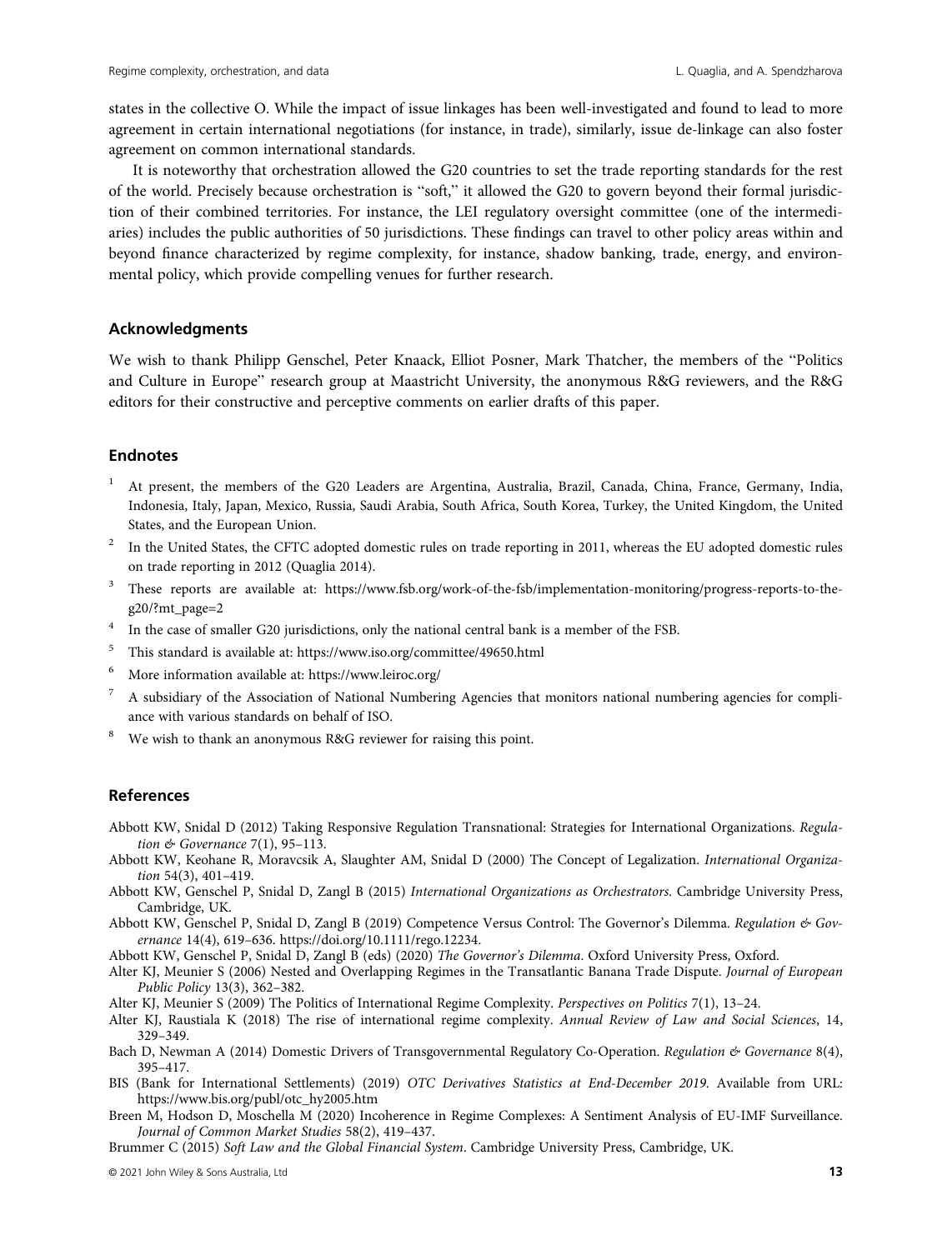states in the collective O. While the impact of issue linkages has been well-investigated and found to lead to more agreement in certain international negotiations (for instance, in trade), similarly, issue de-linkage can also foster agreement on common international standards.

It is noteworthy that orchestration allowed the G20 countries to set the trade reporting standards for the rest of the world. Precisely because orchestration is "soft," it allowed the G20 to govern beyond their formal jurisdiction of their combined territories. For instance, the LEI regulatory oversight committee (one of the intermediaries) includes the public authorities of 50 jurisdictions. These findings can travel to other policy areas within and beyond finance characterized by regime complexity, for instance, shadow banking, trade, energy, and environmental policy, which provide compelling venues for further research.

## Acknowledgments

We wish to thank Philipp Genschel, Peter Knaack, Elliot Posner, Mark Thatcher, the members of the "Politics and Culture in Europe" research group at Maastricht University, the anonymous R&G reviewers, and the R&G editors for their constructive and perceptive comments on earlier drafts of this paper.

## Endnotes

1. At present, the members of the G20 Leaders are Argentina, Australia, Brazil, Canada, China, France, Germany, India, Indonesia, Italy, Japan, Mexico, Russia, Saudi Arabia, South Africa, South Korea, Turkey, the United Kingdom, the United States, and the European Union.
2. In the United States, the CFTC adopted domestic rules on trade reporting in 2011, whereas the EU adopted domestic rules on trade reporting in 2012 (Quaglia 2014).
3. These reports are available at: https://www.fsb.org/work-of-the-fsb/implementation-monitoring/progress-reports-to-the-g20/?mt_page=2
4. In the case of smaller G20 jurisdictions, only the national central bank is a member of the FSB.
5. This standard is available at: https://www.iso.org/committee/49650.html
6. More information available at: https://www.leiroc.org/
7. A subsidiary of the Association of National Numbering Agencies that monitors national numbering agencies for compliance with various standards on behalf of ISO.
8. We wish to thank an anonymous R&G reviewer for raising this point.

## References

Abbott KW, Snidal D (2012) Taking Responsive Regulation Transnational: Strategies for International Organizations. *Regulation & Governance* 7(1), 95–113.

Abbott KW, Keohane R, Moravcsik A, Slaughter AM, Snidal D (2000) The Concept of Legalization. *International Organization* 54(3), 401–419.

Abbott KW, Genschel P, Snidal D, Zangl B (2015) *International Organizations as Orchestrators*. Cambridge University Press, Cambridge, UK.

Abbott KW, Genschel P, Snidal D, Zangl B (2019) Competence Versus Control: The Governor's Dilemma. *Regulation & Governance* 14(4), 619–636. https://doi.org/10.1111/rego.12234.

Abbott KW, Genschel P, Snidal D, Zangl B (eds) (2020) *The Governor's Dilemma*. Oxford University Press, Oxford.

Alter KJ, Meunier S (2006) Nested and Overlapping Regimes in the Transatlantic Banana Trade Dispute. *Journal of European Public Policy* 13(3), 362–382.

Alter KJ, Meunier S (2009) The Politics of International Regime Complexity. *Perspectives on Politics* 7(1), 13–24.

Alter KJ, Raustiala K (2018) The rise of international regime complexity. *Annual Review of Law and Social Sciences*, 14, 329–349.

Bach D, Newman A (2014) Domestic Drivers of Transgovernmental Regulatory Co-Operation. *Regulation & Governance* 8(4), 395–417.

BIS (Bank for International Settlements) (2019) *OTC Derivatives Statistics at End-December 2019*. Available from URL: https://www.bis.org/publ/otc_hy2005.htm

Breen M, Hodson D, Moschella M (2020) Incoherence in Regime Complexes: A Sentiment Analysis of EU-IMF Surveillance. *Journal of Common Market Studies* 58(2), 419–437.

Brummer C (2015) *Soft Law and the Global Financial System*. Cambridge University Press, Cambridge, UK.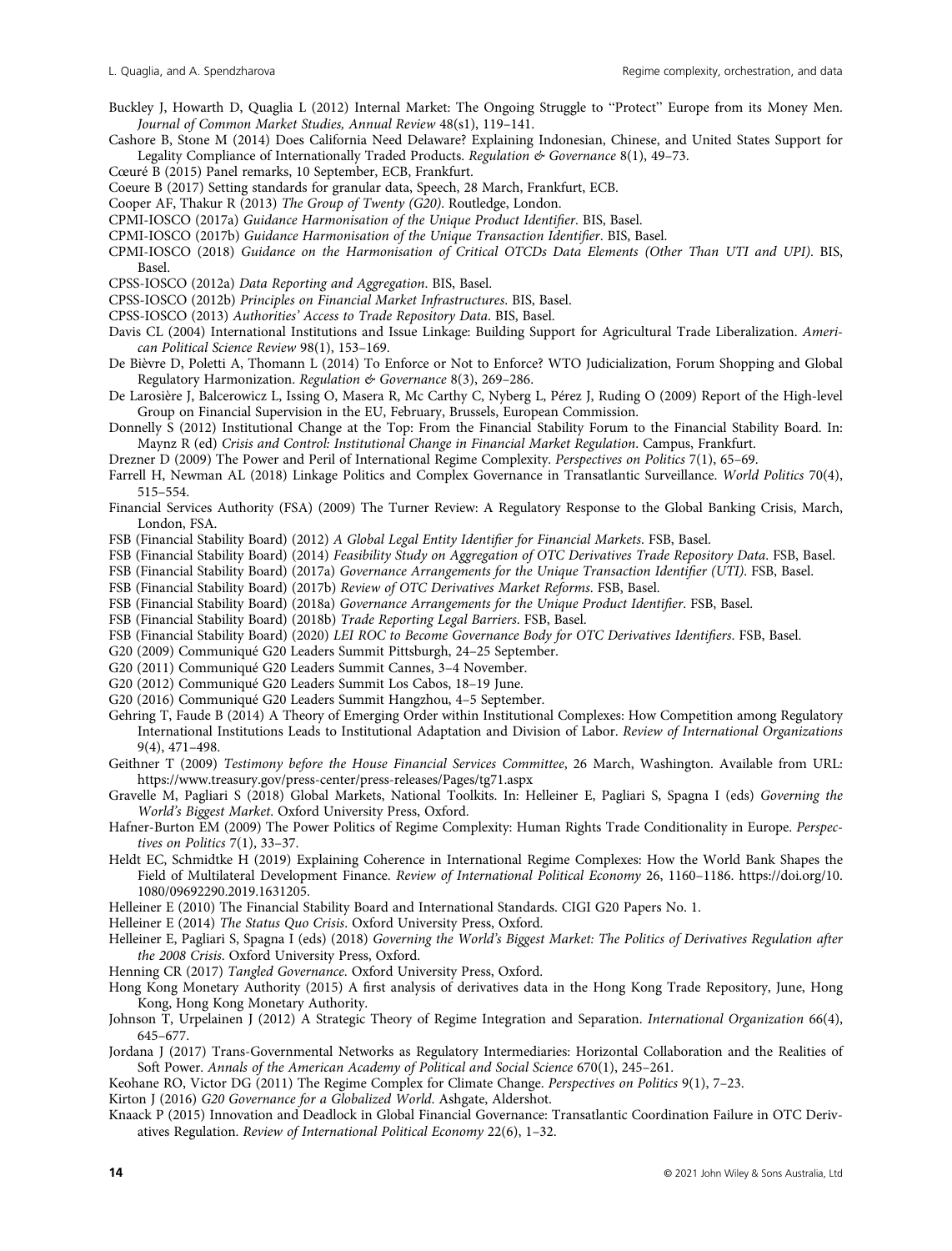Buckley J, Howarth D, Quaglia L (2012) Internal Market: The Ongoing Struggle to "Protect" Europe from its Money Men. *Journal of Common Market Studies, Annual Review* 48(s1), 119–141.

Cashore B, Stone M (2014) Does California Need Delaware? Explaining Indonesian, Chinese, and United States Support for Legality Compliance of Internationally Traded Products. *Regulation & Governance* 8(1), 49–73.

Cœuré B (2015) Panel remarks, 10 September, ECB, Frankfurt.

Coeure B (2017) Setting standards for granular data, Speech, 28 March, Frankfurt, ECB.

Cooper AF, Thakur R (2013) *The Group of Twenty (G20)*. Routledge, London.

CPMI-IOSCO (2017a) *Guidance Harmonisation of the Unique Product Identifier*. BIS, Basel.

CPMI-IOSCO (2017b) *Guidance Harmonisation of the Unique Transaction Identifier*. BIS, Basel.

CPMI-IOSCO (2018) *Guidance on the Harmonisation of Critical OTCDs Data Elements (Other Than UTI and UPI)*. BIS, Basel.

CPSS-IOSCO (2012a) *Data Reporting and Aggregation*. BIS, Basel.

CPSS-IOSCO (2012b) *Principles on Financial Market Infrastructures*. BIS, Basel.

CPSS-IOSCO (2013) *Authorities' Access to Trade Repository Data*. BIS, Basel.

Davis CL (2004) International Institutions and Issue Linkage: Building Support for Agricultural Trade Liberalization. *American Political Science Review* 98(1), 153–169.

De Bièvre D, Poletti A, Thomann L (2014) To Enforce or Not to Enforce? WTO Judicialization, Forum Shopping and Global Regulatory Harmonization. *Regulation & Governance* 8(3), 269–286.

De Larosière J, Balcerowicz L, Issing O, Masera R, Mc Carthy C, Nyberg L, Pérez J, Ruding O (2009) Report of the High-level Group on Financial Supervision in the EU, February, Brussels, European Commission.

Donnelly S (2012) Institutional Change at the Top: From the Financial Stability Forum to the Financial Stability Board. In: Maynz R (ed) *Crisis and Control: Institutional Change in Financial Market Regulation*. Campus, Frankfurt.

Drezner D (2009) The Power and Peril of International Regime Complexity. *Perspectives on Politics* 7(1), 65–69.

Farrell H, Newman AL (2018) Linkage Politics and Complex Governance in Transatlantic Surveillance. *World Politics* 70(4), 515–554.

Financial Services Authority (FSA) (2009) The Turner Review: A Regulatory Response to the Global Banking Crisis, March, London, FSA.

FSB (Financial Stability Board) (2012) *A Global Legal Entity Identifier for Financial Markets*. FSB, Basel.

FSB (Financial Stability Board) (2014) *Feasibility Study on Aggregation of OTC Derivatives Trade Repository Data*. FSB, Basel.

FSB (Financial Stability Board) (2017a) *Governance Arrangements for the Unique Transaction Identifier (UTI)*. FSB, Basel.

FSB (Financial Stability Board) (2017b) *Review of OTC Derivatives Market Reforms*. FSB, Basel.

FSB (Financial Stability Board) (2018a) *Governance Arrangements for the Unique Product Identifier*. FSB, Basel.

FSB (Financial Stability Board) (2018b) *Trade Reporting Legal Barriers*. FSB, Basel.

FSB (Financial Stability Board) (2020) *LEI ROC to Become Governance Body for OTC Derivatives Identifiers*. FSB, Basel.

G20 (2009) Communiqué G20 Leaders Summit Pittsburgh, 24–25 September.

G20 (2011) Communiqué G20 Leaders Summit Cannes, 3–4 November.

G20 (2012) Communiqué G20 Leaders Summit Los Cabos, 18–19 June.

G20 (2016) Communiqué G20 Leaders Summit Hangzhou, 4–5 September.

Gehring T, Faude B (2014) A Theory of Emerging Order within Institutional Complexes: How Competition among Regulatory International Institutions Leads to Institutional Adaptation and Division of Labor. *Review of International Organizations* 9(4), 471–498.

Geithner T (2009) *Testimony before the House Financial Services Committee*, 26 March, Washington. Available from URL: https://www.treasury.gov/press-center/press-releases/Pages/tg71.aspx

Gravelle M, Pagliari S (2018) Global Markets, National Toolkits. In: Helleiner E, Pagliari S, Spagna I (eds) *Governing the World's Biggest Market*. Oxford University Press, Oxford.

Hafner-Burton EM (2009) The Power Politics of Regime Complexity: Human Rights Trade Conditionality in Europe. *Perspectives on Politics* 7(1), 33–37.

Heldt EC, Schmidtke H (2019) Explaining Coherence in International Regime Complexes: How the World Bank Shapes the Field of Multilateral Development Finance. *Review of International Political Economy* 26, 1160–1186. https://doi.org/10.1080/09692290.2019.1631205.

Helleiner E (2010) The Financial Stability Board and International Standards. CIGI G20 Papers No. 1.

Helleiner E (2014) *The Status Quo Crisis*. Oxford University Press, Oxford.

Helleiner E, Pagliari S, Spagna I (eds) (2018) *Governing the World's Biggest Market: The Politics of Derivatives Regulation after the 2008 Crisis*. Oxford University Press, Oxford.

Henning CR (2017) *Tangled Governance*. Oxford University Press, Oxford.

Hong Kong Monetary Authority (2015) A first analysis of derivatives data in the Hong Kong Trade Repository, June, Hong Kong, Hong Kong Monetary Authority.

Johnson T, Urpelainen J (2012) A Strategic Theory of Regime Integration and Separation. *International Organization* 66(4), 645–677.

Jordana J (2017) Trans-Governmental Networks as Regulatory Intermediaries: Horizontal Collaboration and the Realities of Soft Power. *Annals of the American Academy of Political and Social Science* 670(1), 245–261.

Keohane RO, Victor DG (2011) The Regime Complex for Climate Change. *Perspectives on Politics* 9(1), 7–23.

Kirton J (2016) *G20 Governance for a Globalized World*. Ashgate, Aldershot.

Knaack P (2015) Innovation and Deadlock in Global Financial Governance: Transatlantic Coordination Failure in OTC Derivatives Regulation. *Review of International Political Economy* 22(6), 1–32.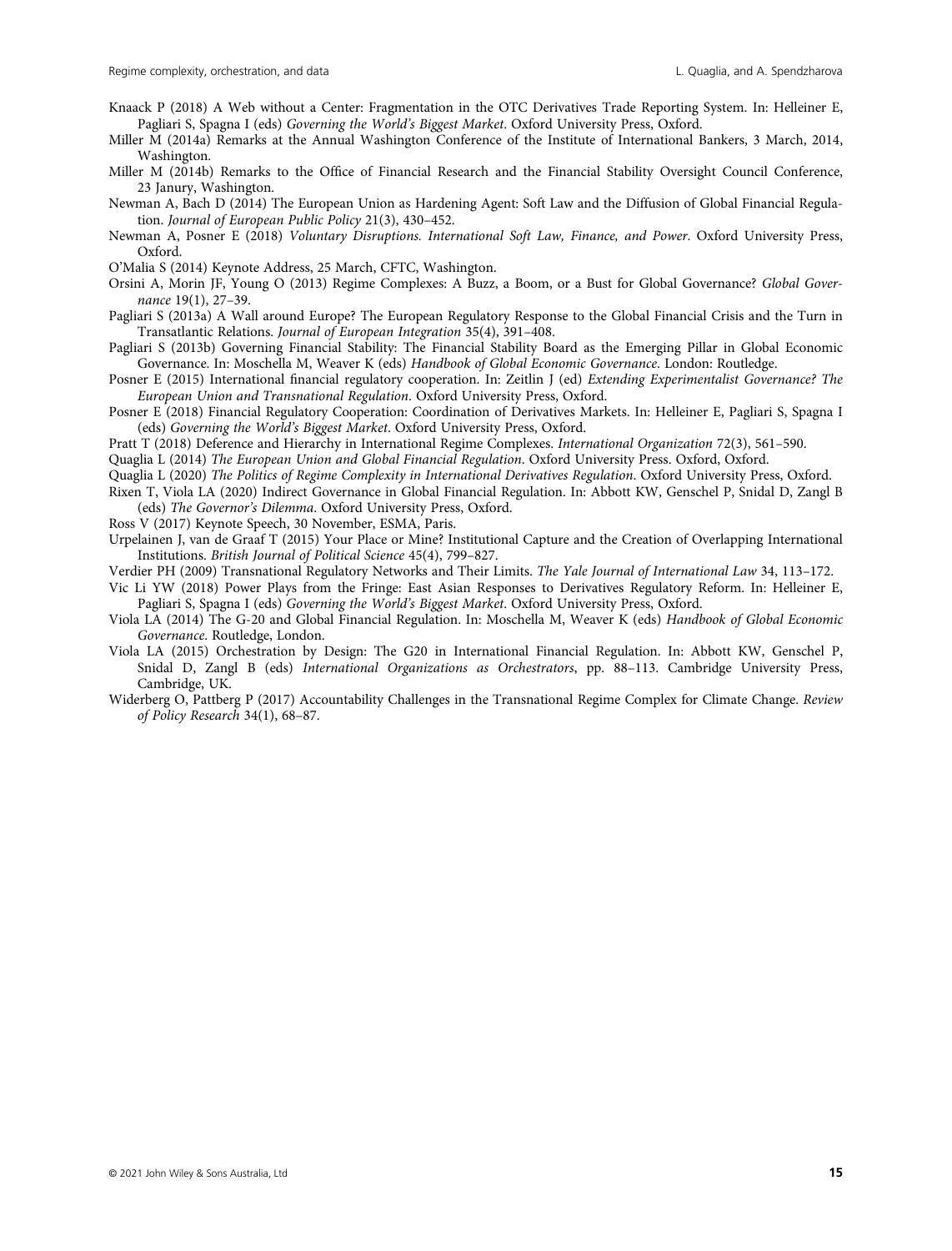Knaack P (2018) A Web without a Center: Fragmentation in the OTC Derivatives Trade Reporting System. In: Helleiner E, Pagliari S, Spagna I (eds) *Governing the World's Biggest Market*. Oxford University Press, Oxford.

Miller M (2014a) Remarks at the Annual Washington Conference of the Institute of International Bankers, 3 March, 2014, Washington.

Miller M (2014b) Remarks to the Office of Financial Research and the Financial Stability Oversight Council Conference, 23 Janury, Washington.

Newman A, Bach D (2014) The European Union as Hardening Agent: Soft Law and the Diffusion of Global Financial Regulation. *Journal of European Public Policy* 21(3), 430–452.

Newman A, Posner E (2018) *Voluntary Disruptions. International Soft Law, Finance, and Power*. Oxford University Press, Oxford.

O'Malia S (2014) Keynote Address, 25 March, CFTC, Washington.

Orsini A, Morin JF, Young O (2013) Regime Complexes: A Buzz, a Boom, or a Bust for Global Governance? *Global Governance* 19(1), 27–39.

Pagliari S (2013a) A Wall around Europe? The European Regulatory Response to the Global Financial Crisis and the Turn in Transatlantic Relations. *Journal of European Integration* 35(4), 391–408.

Pagliari S (2013b) Governing Financial Stability: The Financial Stability Board as the Emerging Pillar in Global Economic Governance. In: Moschella M, Weaver K (eds) *Handbook of Global Economic Governance*. London: Routledge.

Posner E (2015) International financial regulatory cooperation. In: Zeitlin J (ed) *Extending Experimentalist Governance? The European Union and Transnational Regulation*. Oxford University Press, Oxford.

Posner E (2018) Financial Regulatory Cooperation: Coordination of Derivatives Markets. In: Helleiner E, Pagliari S, Spagna I (eds) *Governing the World's Biggest Market*. Oxford University Press, Oxford.

Pratt T (2018) Deference and Hierarchy in International Regime Complexes. *International Organization* 72(3), 561–590.

Quaglia L (2014) *The European Union and Global Financial Regulation*. Oxford University Press. Oxford, Oxford.

Quaglia L (2020) *The Politics of Regime Complexity in International Derivatives Regulation*. Oxford University Press, Oxford.

Rixen T, Viola LA (2020) Indirect Governance in Global Financial Regulation. In: Abbott KW, Genschel P, Snidal D, Zangl B (eds) *The Governor's Dilemma*. Oxford University Press, Oxford.

Ross V (2017) Keynote Speech, 30 November, ESMA, Paris.

Urpelainen J, van de Graaf T (2015) Your Place or Mine? Institutional Capture and the Creation of Overlapping International Institutions. *British Journal of Political Science* 45(4), 799–827.

Verdier PH (2009) Transnational Regulatory Networks and Their Limits. *The Yale Journal of International Law* 34, 113–172.

Vic Li YW (2018) Power Plays from the Fringe: East Asian Responses to Derivatives Regulatory Reform. In: Helleiner E, Pagliari S, Spagna I (eds) *Governing the World's Biggest Market*. Oxford University Press, Oxford.

Viola LA (2014) The G-20 and Global Financial Regulation. In: Moschella M, Weaver K (eds) *Handbook of Global Economic Governance*. Routledge, London.

Viola LA (2015) Orchestration by Design: The G20 in International Financial Regulation. In: Abbott KW, Genschel P, Snidal D, Zangl B (eds) *International Organizations as Orchestrators*, pp. 88–113. Cambridge University Press, Cambridge, UK.

Widerberg O, Pattberg P (2017) Accountability Challenges in the Transnational Regime Complex for Climate Change. *Review of Policy Research* 34(1), 68–87.